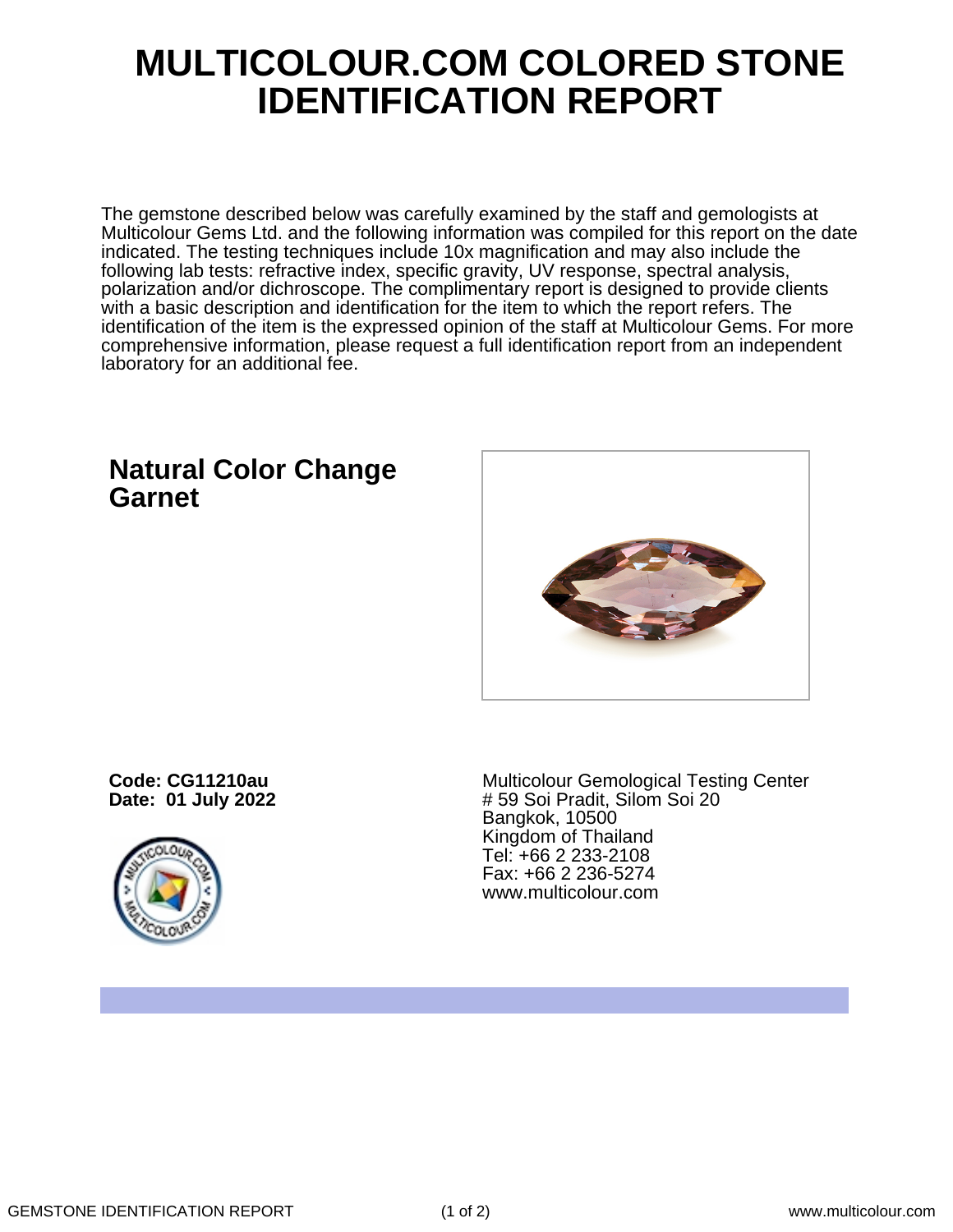# MULTICOLOUR.COM COLORED STONE IDENTIFICATION REPORT

The gemstone described below was carefully examined by the staff and gemologists at Multicolour Gems Ltd. and the following information was compiled for this report on the date indicated. The testing techniques include 10x magnification and may also include the following lab tests: refractive index, specific gravity, UV response, spectral analysis, polarization and/or dichroscope. The complimentary report is designed to provide clients with a basic description and identification for the item to which the report refers. The identification of the item is the expressed opinion of the staff at Multicolour Gems. For more comprehensive information, please request a full identification report from an independent laboratory for an additional fee.

## Natural Color Change Garnet

**Code: CG11210au**
**Date: 01 July 2022**

Multicolour Gemological Testing Center
# 59 Soi Pradit, Silom Soi 20
Bangkok, 10500
Kingdom of Thailand
Tel: +66 2 233-2108
Fax: +66 2 236-5274
www.multicolour.com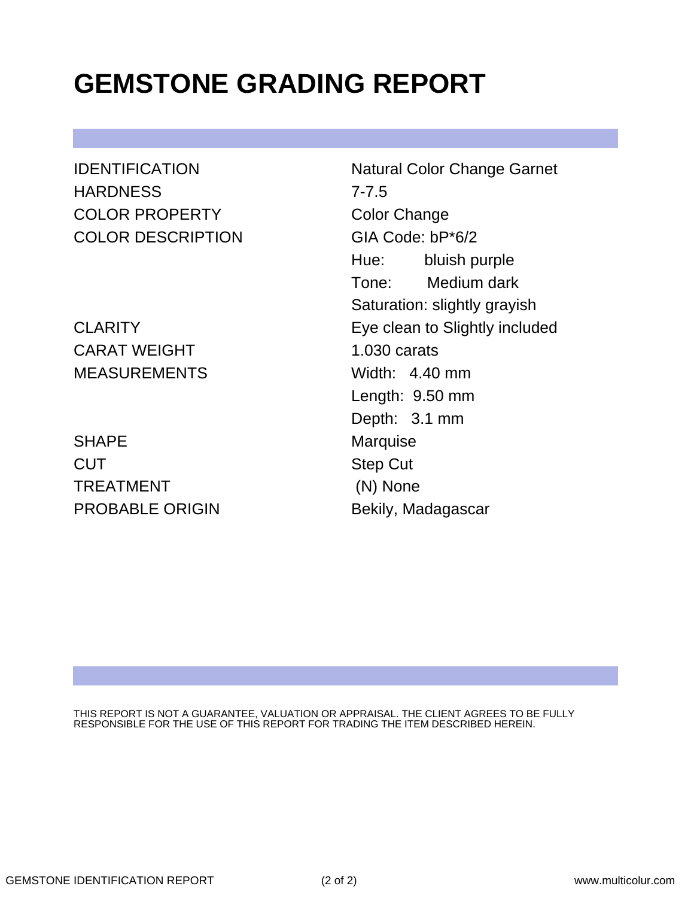# GEMSTONE GRADING REPORT

| | |
|---|---|
| IDENTIFICATION | Natural Color Change Garnet |
| HARDNESS | 7-7.5 |
| COLOR PROPERTY | Color Change |
| COLOR DESCRIPTION | GIA Code: bP*6/2 |
| | Hue: bluish purple |
| | Tone: Medium dark |
| | Saturation: slightly grayish |
| CLARITY | Eye clean to Slightly included |
| CARAT WEIGHT | 1.030 carats |
| MEASUREMENTS | Width: 4.40 mm |
| | Length: 9.50 mm |
| | Depth: 3.1 mm |
| SHAPE | Marquise |
| CUT | Step Cut |
| TREATMENT | (N) None |
| PROBABLE ORIGIN | Bekily, Madagascar |

THIS REPORT IS NOT A GUARANTEE, VALUATION OR APPRAISAL. THE CLIENT AGREES TO BE FULLY RESPONSIBLE FOR THE USE OF THIS REPORT FOR TRADING THE ITEM DESCRIBED HEREIN.